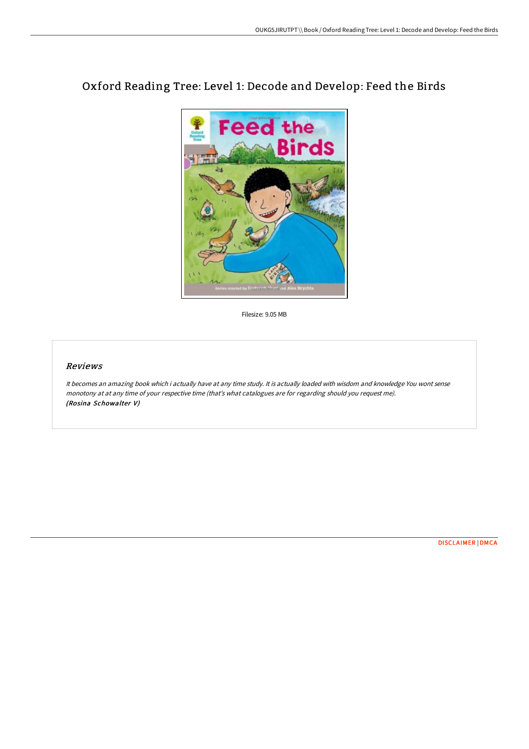# Oxford Reading Tree: Level 1: Decode and Develop: Feed the Birds

Filesize: 9.05 MB

## *Reviews*

*It becomes an amazing book which i actually have at any time study. It is actually loaded with wisdom and knowledge You wont sense monotony at at any time of your respective time (that's what catalogues are for regarding should you request me).*
***(Rosina Schowalter V)***

DISCLAIMER | DMCA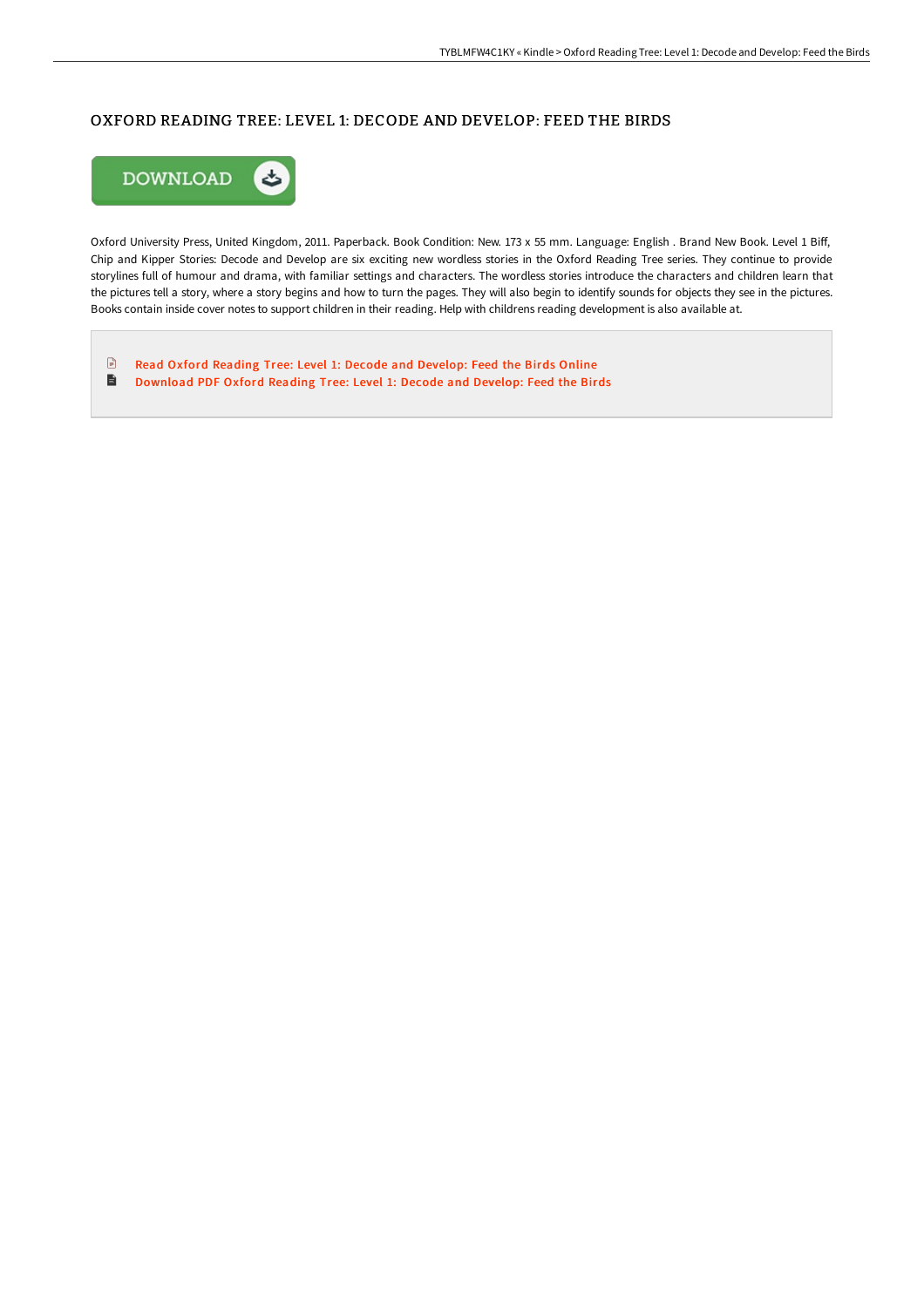# OXFORD READING TREE: LEVEL 1: DECODE AND DEVELOP: FEED THE BIRDS

Oxford University Press, United Kingdom, 2011. Paperback. Book Condition: New. 173 x 55 mm. Language: English . Brand New Book. Level 1 Biff, Chip and Kipper Stories: Decode and Develop are six exciting new wordless stories in the Oxford Reading Tree series. They continue to provide storylines full of humour and drama, with familiar settings and characters. The wordless stories introduce the characters and children learn that the pictures tell a story, where a story begins and how to turn the pages. They will also begin to identify sounds for objects they see in the pictures. Books contain inside cover notes to support children in their reading. Help with childrens reading development is also available at.

- Read Oxford Reading Tree: Level 1: Decode and Develop: Feed the Birds Online
- Download PDF Oxford Reading Tree: Level 1: Decode and Develop: Feed the Birds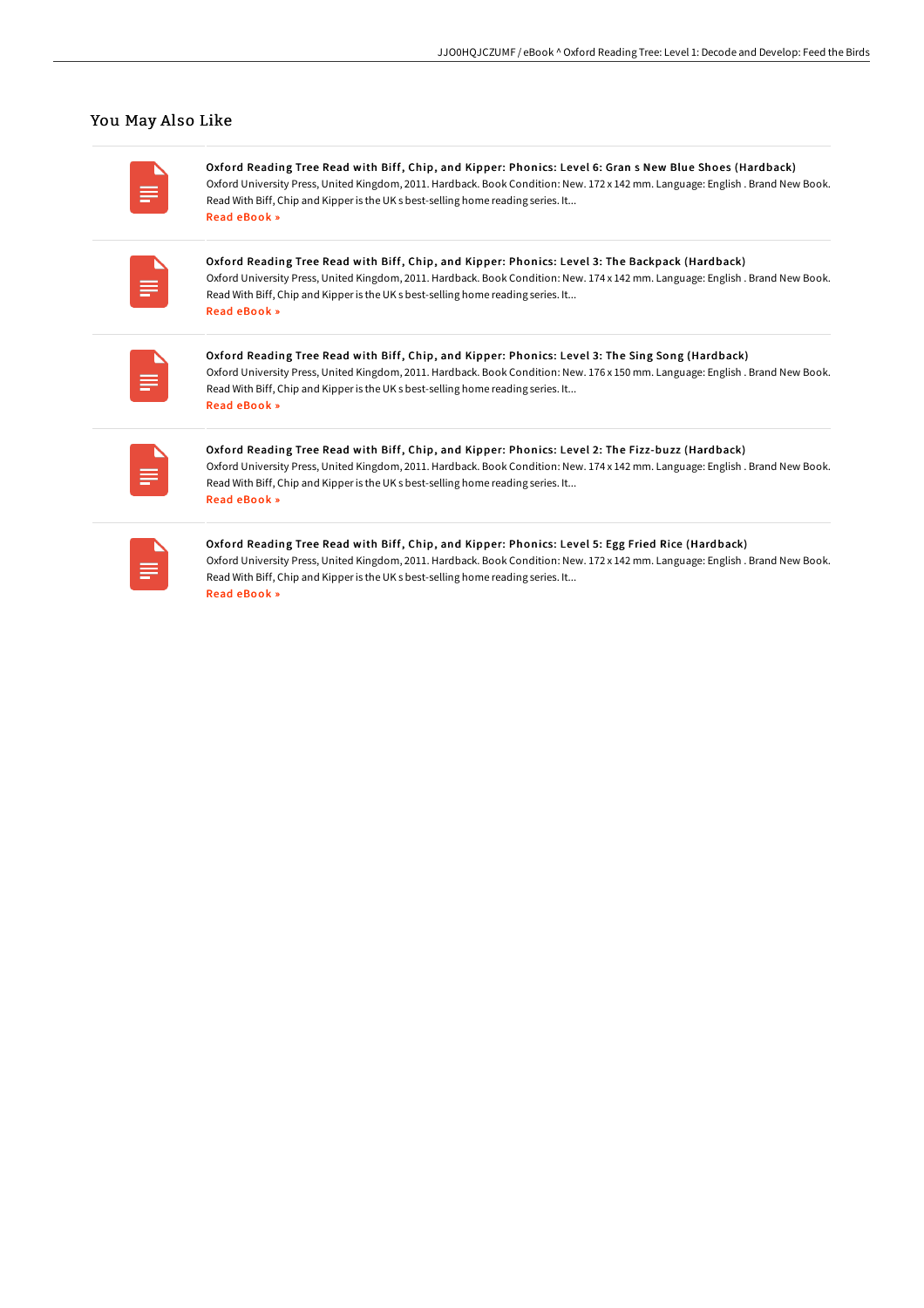## You May Also Like

**Oxford Reading Tree Read with Biff, Chip, and Kipper: Phonics: Level 6: Gran s New Blue Shoes (Hardback)**
Oxford University Press, United Kingdom, 2011. Hardback. Book Condition: New. 172 x 142 mm. Language: English . Brand New Book. Read With Biff, Chip and Kipper is the UK s best-selling home reading series. It...
Read eBook »

**Oxford Reading Tree Read with Biff, Chip, and Kipper: Phonics: Level 3: The Backpack (Hardback)**
Oxford University Press, United Kingdom, 2011. Hardback. Book Condition: New. 174 x 142 mm. Language: English . Brand New Book. Read With Biff, Chip and Kipper is the UK s best-selling home reading series. It...
Read eBook »

**Oxford Reading Tree Read with Biff, Chip, and Kipper: Phonics: Level 3: The Sing Song (Hardback)**
Oxford University Press, United Kingdom, 2011. Hardback. Book Condition: New. 176 x 150 mm. Language: English . Brand New Book. Read With Biff, Chip and Kipper is the UK s best-selling home reading series. It...
Read eBook »

**Oxford Reading Tree Read with Biff, Chip, and Kipper: Phonics: Level 2: The Fizz-buzz (Hardback)**
Oxford University Press, United Kingdom, 2011. Hardback. Book Condition: New. 174 x 142 mm. Language: English . Brand New Book. Read With Biff, Chip and Kipper is the UK s best-selling home reading series. It...
Read eBook »

**Oxford Reading Tree Read with Biff, Chip, and Kipper: Phonics: Level 5: Egg Fried Rice (Hardback)**
Oxford University Press, United Kingdom, 2011. Hardback. Book Condition: New. 172 x 142 mm. Language: English . Brand New Book. Read With Biff, Chip and Kipper is the UK s best-selling home reading series. It...
Read eBook »